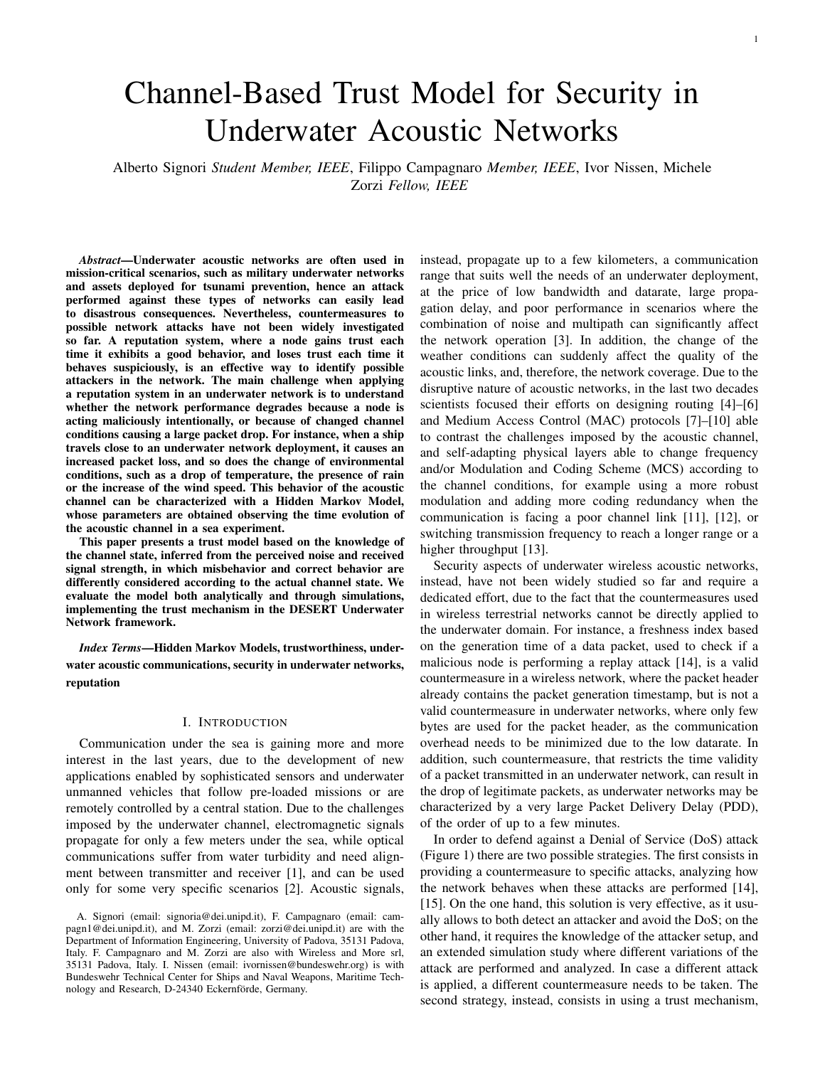# Channel-Based Trust Model for Security in Underwater Acoustic Networks

Alberto Signori *Student Member, IEEE*, Filippo Campagnaro *Member, IEEE*, Ivor Nissen, Michele Zorzi *Fellow, IEEE*

***Abstract*—Underwater acoustic networks are often used in mission-critical scenarios, such as military underwater networks and assets deployed for tsunami prevention, hence an attack performed against these types of networks can easily lead to disastrous consequences. Nevertheless, countermeasures to possible network attacks have not been widely investigated so far. A reputation system, where a node gains trust each time it exhibits a good behavior, and loses trust each time it behaves suspiciously, is an effective way to identify possible attackers in the network. The main challenge when applying a reputation system in an underwater network is to understand whether the network performance degrades because a node is acting maliciously intentionally, or because of changed channel conditions causing a large packet drop. For instance, when a ship travels close to an underwater network deployment, it causes an increased packet loss, and so does the change of environmental conditions, such as a drop of temperature, the presence of rain or the increase of the wind speed. This behavior of the acoustic channel can be characterized with a Hidden Markov Model, whose parameters are obtained observing the time evolution of the acoustic channel in a sea experiment.**

**This paper presents a trust model based on the knowledge of the channel state, inferred from the perceived noise and received signal strength, in which misbehavior and correct behavior are differently considered according to the actual channel state. We evaluate the model both analytically and through simulations, implementing the trust mechanism in the DESERT Underwater Network framework.**

***Index Terms*—Hidden Markov Models, trustworthiness, underwater acoustic communications, security in underwater networks, reputation**

## I. Introduction

Communication under the sea is gaining more and more interest in the last years, due to the development of new applications enabled by sophisticated sensors and underwater unmanned vehicles that follow pre-loaded missions or are remotely controlled by a central station. Due to the challenges imposed by the underwater channel, electromagnetic signals propagate for only a few meters under the sea, while optical communications suffer from water turbidity and need alignment between transmitter and receiver [1], and can be used only for some very specific scenarios [2]. Acoustic signals, instead, propagate up to a few kilometers, a communication range that suits well the needs of an underwater deployment, at the price of low bandwidth and datarate, large propagation delay, and poor performance in scenarios where the combination of noise and multipath can significantly affect the network operation [3]. In addition, the change of the weather conditions can suddenly affect the quality of the acoustic links, and, therefore, the network coverage. Due to the disruptive nature of acoustic networks, in the last two decades scientists focused their efforts on designing routing [4]–[6] and Medium Access Control (MAC) protocols [7]–[10] able to contrast the challenges imposed by the acoustic channel, and self-adapting physical layers able to change frequency and/or Modulation and Coding Scheme (MCS) according to the channel conditions, for example using a more robust modulation and adding more coding redundancy when the communication is facing a poor channel link [11], [12], or switching transmission frequency to reach a longer range or a higher throughput [13].

Security aspects of underwater wireless acoustic networks, instead, have not been widely studied so far and require a dedicated effort, due to the fact that the countermeasures used in wireless terrestrial networks cannot be directly applied to the underwater domain. For instance, a freshness index based on the generation time of a data packet, used to check if a malicious node is performing a replay attack [14], is a valid countermeasure in a wireless network, where the packet header already contains the packet generation timestamp, but is not a valid countermeasure in underwater networks, where only few bytes are used for the packet header, as the communication overhead needs to be minimized due to the low datarate. In addition, such countermeasure, that restricts the time validity of a packet transmitted in an underwater network, can result in the drop of legitimate packets, as underwater networks may be characterized by a very large Packet Delivery Delay (PDD), of the order of up to a few minutes.

In order to defend against a Denial of Service (DoS) attack (Figure 1) there are two possible strategies. The first consists in providing a countermeasure to specific attacks, analyzing how the network behaves when these attacks are performed [14], [15]. On the one hand, this solution is very effective, as it usually allows to both detect an attacker and avoid the DoS; on the other hand, it requires the knowledge of the attacker setup, and an extended simulation study where different variations of the attack are performed and analyzed. In case a different attack is applied, a different countermeasure needs to be taken. The second strategy, instead, consists in using a trust mechanism,

A. Signori (email: signoria@dei.unipd.it), F. Campagnaro (email: campagn1@dei.unipd.it), and M. Zorzi (email: zorzi@dei.unipd.it) are with the Department of Information Engineering, University of Padova, 35131 Padova, Italy. F. Campagnaro and M. Zorzi are also with Wireless and More srl, 35131 Padova, Italy. I. Nissen (email: ivornissen@bundeswehr.org) is with Bundeswehr Technical Center for Ships and Naval Weapons, Maritime Technology and Research, D-24340 Eckernförde, Germany.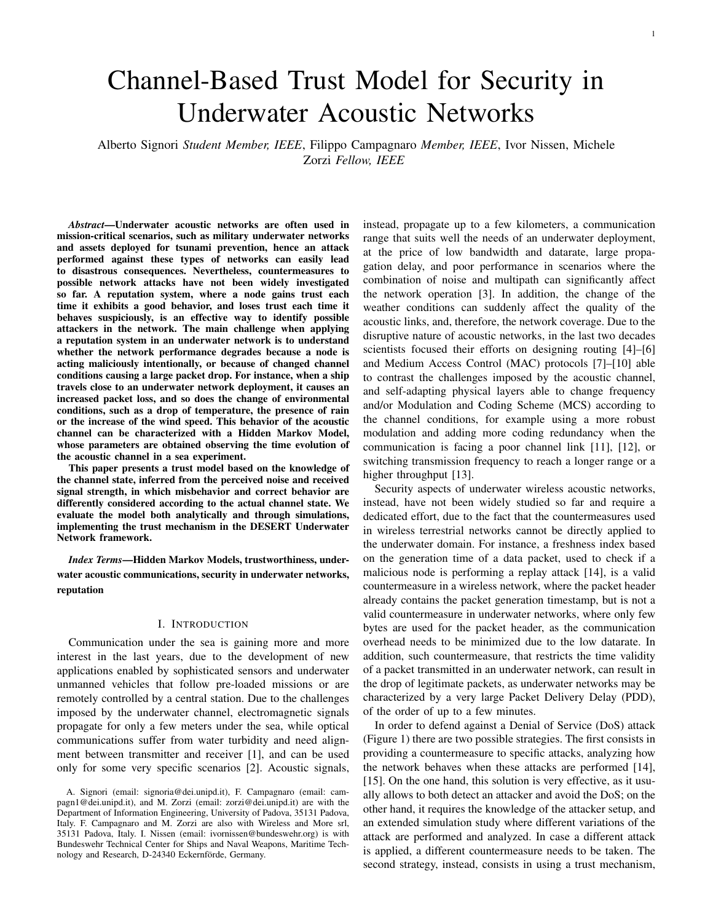# Channel-Based Trust Model for Security in Underwater Acoustic Networks

Alberto Signori *Student Member, IEEE*, Filippo Campagnaro *Member, IEEE*, Ivor Nissen, Michele Zorzi *Fellow, IEEE*

***Abstract*—Underwater acoustic networks are often used in mission-critical scenarios, such as military underwater networks and assets deployed for tsunami prevention, hence an attack performed against these types of networks can easily lead to disastrous consequences. Nevertheless, countermeasures to possible network attacks have not been widely investigated so far. A reputation system, where a node gains trust each time it exhibits a good behavior, and loses trust each time it behaves suspiciously, is an effective way to identify possible attackers in the network. The main challenge when applying a reputation system in an underwater network is to understand whether the network performance degrades because a node is acting maliciously intentionally, or because of changed channel conditions causing a large packet drop. For instance, when a ship travels close to an underwater network deployment, it causes an increased packet loss, and so does the change of environmental conditions, such as a drop of temperature, the presence of rain or the increase of the wind speed. This behavior of the acoustic channel can be characterized with a Hidden Markov Model, whose parameters are obtained observing the time evolution of the acoustic channel in a sea experiment.**

**This paper presents a trust model based on the knowledge of the channel state, inferred from the perceived noise and received signal strength, in which misbehavior and correct behavior are differently considered according to the actual channel state. We evaluate the model both analytically and through simulations, implementing the trust mechanism in the DESERT Underwater Network framework.**

***Index Terms*—Hidden Markov Models, trustworthiness, underwater acoustic communications, security in underwater networks, reputation**

## I. Introduction

Communication under the sea is gaining more and more interest in the last years, due to the development of new applications enabled by sophisticated sensors and underwater unmanned vehicles that follow pre-loaded missions or are remotely controlled by a central station. Due to the challenges imposed by the underwater channel, electromagnetic signals propagate for only a few meters under the sea, while optical communications suffer from water turbidity and need alignment between transmitter and receiver [1], and can be used only for some very specific scenarios [2]. Acoustic signals, instead, propagate up to a few kilometers, a communication range that suits well the needs of an underwater deployment, at the price of low bandwidth and datarate, large propagation delay, and poor performance in scenarios where the combination of noise and multipath can significantly affect the network operation [3]. In addition, the change of the weather conditions can suddenly affect the quality of the acoustic links, and, therefore, the network coverage. Due to the disruptive nature of acoustic networks, in the last two decades scientists focused their efforts on designing routing [4]–[6] and Medium Access Control (MAC) protocols [7]–[10] able to contrast the challenges imposed by the acoustic channel, and self-adapting physical layers able to change frequency and/or Modulation and Coding Scheme (MCS) according to the channel conditions, for example using a more robust modulation and adding more coding redundancy when the communication is facing a poor channel link [11], [12], or switching transmission frequency to reach a longer range or a higher throughput [13].

Security aspects of underwater wireless acoustic networks, instead, have not been widely studied so far and require a dedicated effort, due to the fact that the countermeasures used in wireless terrestrial networks cannot be directly applied to the underwater domain. For instance, a freshness index based on the generation time of a data packet, used to check if a malicious node is performing a replay attack [14], is a valid countermeasure in a wireless network, where the packet header already contains the packet generation timestamp, but is not a valid countermeasure in underwater networks, where only few bytes are used for the packet header, as the communication overhead needs to be minimized due to the low datarate. In addition, such countermeasure, that restricts the time validity of a packet transmitted in an underwater network, can result in the drop of legitimate packets, as underwater networks may be characterized by a very large Packet Delivery Delay (PDD), of the order of up to a few minutes.

In order to defend against a Denial of Service (DoS) attack (Figure 1) there are two possible strategies. The first consists in providing a countermeasure to specific attacks, analyzing how the network behaves when these attacks are performed [14], [15]. On the one hand, this solution is very effective, as it usually allows to both detect an attacker and avoid the DoS; on the other hand, it requires the knowledge of the attacker setup, and an extended simulation study where different variations of the attack are performed and analyzed. In case a different attack is applied, a different countermeasure needs to be taken. The second strategy, instead, consists in using a trust mechanism,

A. Signori (email: signoria@dei.unipd.it), F. Campagnaro (email: campagn1@dei.unipd.it), and M. Zorzi (email: zorzi@dei.unipd.it) are with the Department of Information Engineering, University of Padova, 35131 Padova, Italy. F. Campagnaro and M. Zorzi are also with Wireless and More srl, 35131 Padova, Italy. I. Nissen (email: ivornissen@bundeswehr.org) is with Bundeswehr Technical Center for Ships and Naval Weapons, Maritime Technology and Research, D-24340 Eckernförde, Germany.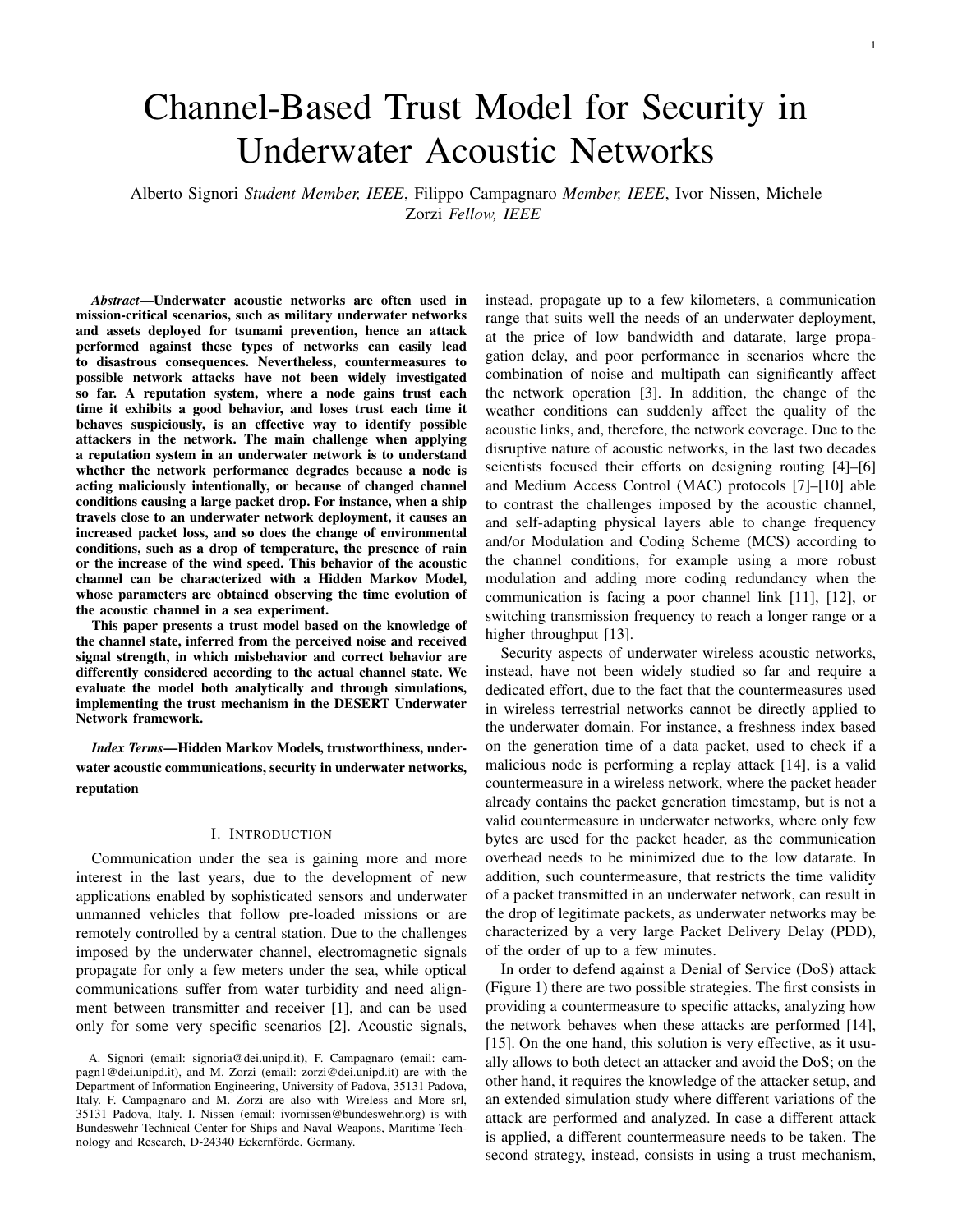# Channel-Based Trust Model for Security in Underwater Acoustic Networks

Alberto Signori *Student Member, IEEE*, Filippo Campagnaro *Member, IEEE*, Ivor Nissen, Michele Zorzi *Fellow, IEEE*

***Abstract*—Underwater acoustic networks are often used in mission-critical scenarios, such as military underwater networks and assets deployed for tsunami prevention, hence an attack performed against these types of networks can easily lead to disastrous consequences. Nevertheless, countermeasures to possible network attacks have not been widely investigated so far. A reputation system, where a node gains trust each time it exhibits a good behavior, and loses trust each time it behaves suspiciously, is an effective way to identify possible attackers in the network. The main challenge when applying a reputation system in an underwater network is to understand whether the network performance degrades because a node is acting maliciously intentionally, or because of changed channel conditions causing a large packet drop. For instance, when a ship travels close to an underwater network deployment, it causes an increased packet loss, and so does the change of environmental conditions, such as a drop of temperature, the presence of rain or the increase of the wind speed. This behavior of the acoustic channel can be characterized with a Hidden Markov Model, whose parameters are obtained observing the time evolution of the acoustic channel in a sea experiment.**

**This paper presents a trust model based on the knowledge of the channel state, inferred from the perceived noise and received signal strength, in which misbehavior and correct behavior are differently considered according to the actual channel state. We evaluate the model both analytically and through simulations, implementing the trust mechanism in the DESERT Underwater Network framework.**

***Index Terms*—Hidden Markov Models, trustworthiness, underwater acoustic communications, security in underwater networks, reputation**

## I. Introduction

Communication under the sea is gaining more and more interest in the last years, due to the development of new applications enabled by sophisticated sensors and underwater unmanned vehicles that follow pre-loaded missions or are remotely controlled by a central station. Due to the challenges imposed by the underwater channel, electromagnetic signals propagate for only a few meters under the sea, while optical communications suffer from water turbidity and need alignment between transmitter and receiver [1], and can be used only for some very specific scenarios [2]. Acoustic signals, instead, propagate up to a few kilometers, a communication range that suits well the needs of an underwater deployment, at the price of low bandwidth and datarate, large propagation delay, and poor performance in scenarios where the combination of noise and multipath can significantly affect the network operation [3]. In addition, the change of the weather conditions can suddenly affect the quality of the acoustic links, and, therefore, the network coverage. Due to the disruptive nature of acoustic networks, in the last two decades scientists focused their efforts on designing routing [4]–[6] and Medium Access Control (MAC) protocols [7]–[10] able to contrast the challenges imposed by the acoustic channel, and self-adapting physical layers able to change frequency and/or Modulation and Coding Scheme (MCS) according to the channel conditions, for example using a more robust modulation and adding more coding redundancy when the communication is facing a poor channel link [11], [12], or switching transmission frequency to reach a longer range or a higher throughput [13].

Security aspects of underwater wireless acoustic networks, instead, have not been widely studied so far and require a dedicated effort, due to the fact that the countermeasures used in wireless terrestrial networks cannot be directly applied to the underwater domain. For instance, a freshness index based on the generation time of a data packet, used to check if a malicious node is performing a replay attack [14], is a valid countermeasure in a wireless network, where the packet header already contains the packet generation timestamp, but is not a valid countermeasure in underwater networks, where only few bytes are used for the packet header, as the communication overhead needs to be minimized due to the low datarate. In addition, such countermeasure, that restricts the time validity of a packet transmitted in an underwater network, can result in the drop of legitimate packets, as underwater networks may be characterized by a very large Packet Delivery Delay (PDD), of the order of up to a few minutes.

In order to defend against a Denial of Service (DoS) attack (Figure 1) there are two possible strategies. The first consists in providing a countermeasure to specific attacks, analyzing how the network behaves when these attacks are performed [14], [15]. On the one hand, this solution is very effective, as it usually allows to both detect an attacker and avoid the DoS; on the other hand, it requires the knowledge of the attacker setup, and an extended simulation study where different variations of the attack are performed and analyzed. In case a different attack is applied, a different countermeasure needs to be taken. The second strategy, instead, consists in using a trust mechanism,

A. Signori (email: signoria@dei.unipd.it), F. Campagnaro (email: campagn1@dei.unipd.it), and M. Zorzi (email: zorzi@dei.unipd.it) are with the Department of Information Engineering, University of Padova, 35131 Padova, Italy. F. Campagnaro and M. Zorzi are also with Wireless and More srl, 35131 Padova, Italy. I. Nissen (email: ivornissen@bundeswehr.org) is with Bundeswehr Technical Center for Ships and Naval Weapons, Maritime Technology and Research, D-24340 Eckernförde, Germany.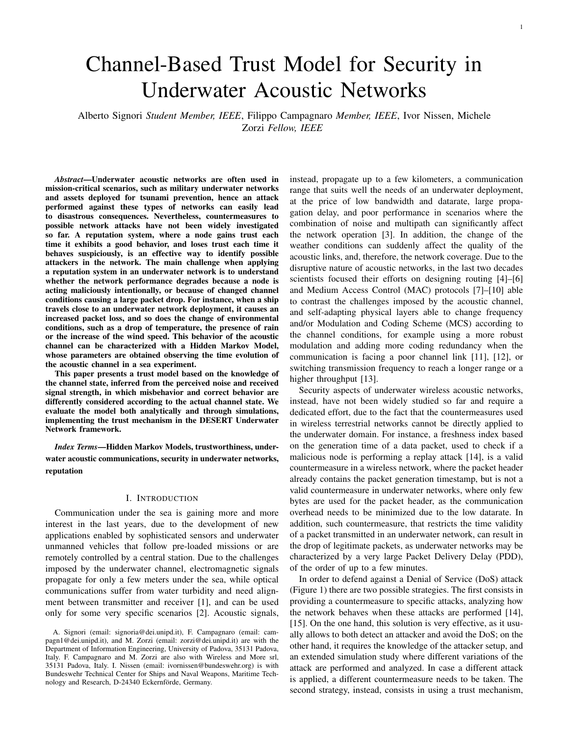# Channel-Based Trust Model for Security in Underwater Acoustic Networks

Alberto Signori *Student Member, IEEE*, Filippo Campagnaro *Member, IEEE*, Ivor Nissen, Michele Zorzi *Fellow, IEEE*

***Abstract*—Underwater acoustic networks are often used in mission-critical scenarios, such as military underwater networks and assets deployed for tsunami prevention, hence an attack performed against these types of networks can easily lead to disastrous consequences. Nevertheless, countermeasures to possible network attacks have not been widely investigated so far. A reputation system, where a node gains trust each time it exhibits a good behavior, and loses trust each time it behaves suspiciously, is an effective way to identify possible attackers in the network. The main challenge when applying a reputation system in an underwater network is to understand whether the network performance degrades because a node is acting maliciously intentionally, or because of changed channel conditions causing a large packet drop. For instance, when a ship travels close to an underwater network deployment, it causes an increased packet loss, and so does the change of environmental conditions, such as a drop of temperature, the presence of rain or the increase of the wind speed. This behavior of the acoustic channel can be characterized with a Hidden Markov Model, whose parameters are obtained observing the time evolution of the acoustic channel in a sea experiment.**

**This paper presents a trust model based on the knowledge of the channel state, inferred from the perceived noise and received signal strength, in which misbehavior and correct behavior are differently considered according to the actual channel state. We evaluate the model both analytically and through simulations, implementing the trust mechanism in the DESERT Underwater Network framework.**

***Index Terms*—Hidden Markov Models, trustworthiness, underwater acoustic communications, security in underwater networks, reputation**

## I. Introduction

Communication under the sea is gaining more and more interest in the last years, due to the development of new applications enabled by sophisticated sensors and underwater unmanned vehicles that follow pre-loaded missions or are remotely controlled by a central station. Due to the challenges imposed by the underwater channel, electromagnetic signals propagate for only a few meters under the sea, while optical communications suffer from water turbidity and need alignment between transmitter and receiver [1], and can be used only for some very specific scenarios [2]. Acoustic signals, instead, propagate up to a few kilometers, a communication range that suits well the needs of an underwater deployment, at the price of low bandwidth and datarate, large propagation delay, and poor performance in scenarios where the combination of noise and multipath can significantly affect the network operation [3]. In addition, the change of the weather conditions can suddenly affect the quality of the acoustic links, and, therefore, the network coverage. Due to the disruptive nature of acoustic networks, in the last two decades scientists focused their efforts on designing routing [4]–[6] and Medium Access Control (MAC) protocols [7]–[10] able to contrast the challenges imposed by the acoustic channel, and self-adapting physical layers able to change frequency and/or Modulation and Coding Scheme (MCS) according to the channel conditions, for example using a more robust modulation and adding more coding redundancy when the communication is facing a poor channel link [11], [12], or switching transmission frequency to reach a longer range or a higher throughput [13].

Security aspects of underwater wireless acoustic networks, instead, have not been widely studied so far and require a dedicated effort, due to the fact that the countermeasures used in wireless terrestrial networks cannot be directly applied to the underwater domain. For instance, a freshness index based on the generation time of a data packet, used to check if a malicious node is performing a replay attack [14], is a valid countermeasure in a wireless network, where the packet header already contains the packet generation timestamp, but is not a valid countermeasure in underwater networks, where only few bytes are used for the packet header, as the communication overhead needs to be minimized due to the low datarate. In addition, such countermeasure, that restricts the time validity of a packet transmitted in an underwater network, can result in the drop of legitimate packets, as underwater networks may be characterized by a very large Packet Delivery Delay (PDD), of the order of up to a few minutes.

In order to defend against a Denial of Service (DoS) attack (Figure 1) there are two possible strategies. The first consists in providing a countermeasure to specific attacks, analyzing how the network behaves when these attacks are performed [14], [15]. On the one hand, this solution is very effective, as it usually allows to both detect an attacker and avoid the DoS; on the other hand, it requires the knowledge of the attacker setup, and an extended simulation study where different variations of the attack are performed and analyzed. In case a different attack is applied, a different countermeasure needs to be taken. The second strategy, instead, consists in using a trust mechanism,

A. Signori (email: signoria@dei.unipd.it), F. Campagnaro (email: campagn1@dei.unipd.it), and M. Zorzi (email: zorzi@dei.unipd.it) are with the Department of Information Engineering, University of Padova, 35131 Padova, Italy. F. Campagnaro and M. Zorzi are also with Wireless and More srl, 35131 Padova, Italy. I. Nissen (email: ivornissen@bundeswehr.org) is with Bundeswehr Technical Center for Ships and Naval Weapons, Maritime Technology and Research, D-24340 Eckernförde, Germany.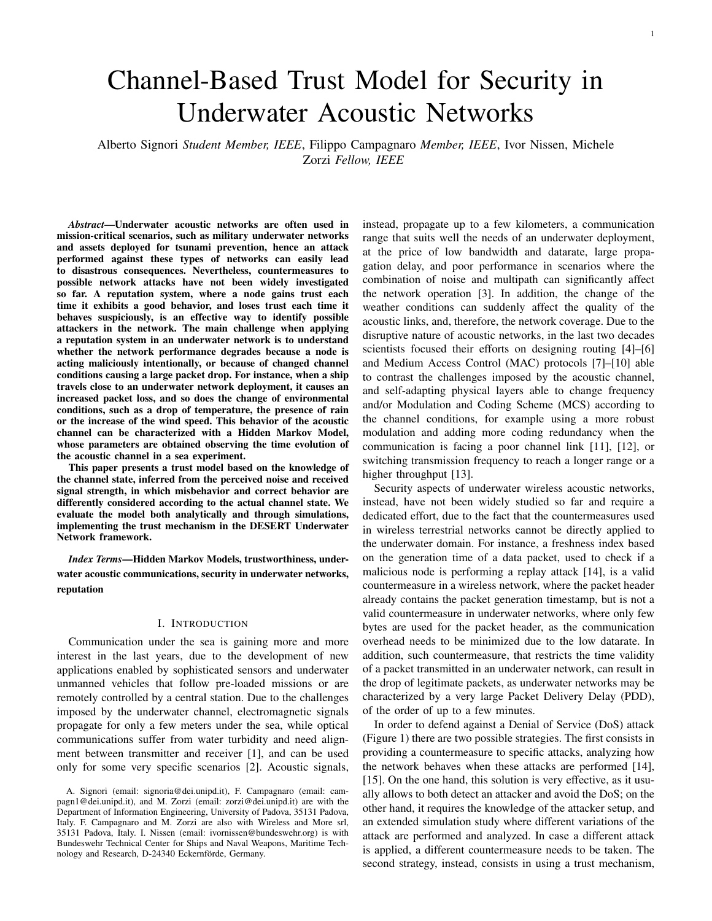# Channel-Based Trust Model for Security in Underwater Acoustic Networks

Alberto Signori *Student Member, IEEE*, Filippo Campagnaro *Member, IEEE*, Ivor Nissen, Michele Zorzi *Fellow, IEEE*

***Abstract*—Underwater acoustic networks are often used in mission-critical scenarios, such as military underwater networks and assets deployed for tsunami prevention, hence an attack performed against these types of networks can easily lead to disastrous consequences. Nevertheless, countermeasures to possible network attacks have not been widely investigated so far. A reputation system, where a node gains trust each time it exhibits a good behavior, and loses trust each time it behaves suspiciously, is an effective way to identify possible attackers in the network. The main challenge when applying a reputation system in an underwater network is to understand whether the network performance degrades because a node is acting maliciously intentionally, or because of changed channel conditions causing a large packet drop. For instance, when a ship travels close to an underwater network deployment, it causes an increased packet loss, and so does the change of environmental conditions, such as a drop of temperature, the presence of rain or the increase of the wind speed. This behavior of the acoustic channel can be characterized with a Hidden Markov Model, whose parameters are obtained observing the time evolution of the acoustic channel in a sea experiment.**

**This paper presents a trust model based on the knowledge of the channel state, inferred from the perceived noise and received signal strength, in which misbehavior and correct behavior are differently considered according to the actual channel state. We evaluate the model both analytically and through simulations, implementing the trust mechanism in the DESERT Underwater Network framework.**

***Index Terms*—Hidden Markov Models, trustworthiness, underwater acoustic communications, security in underwater networks, reputation**

## I. Introduction

Communication under the sea is gaining more and more interest in the last years, due to the development of new applications enabled by sophisticated sensors and underwater unmanned vehicles that follow pre-loaded missions or are remotely controlled by a central station. Due to the challenges imposed by the underwater channel, electromagnetic signals propagate for only a few meters under the sea, while optical communications suffer from water turbidity and need alignment between transmitter and receiver [1], and can be used only for some very specific scenarios [2]. Acoustic signals, instead, propagate up to a few kilometers, a communication range that suits well the needs of an underwater deployment, at the price of low bandwidth and datarate, large propagation delay, and poor performance in scenarios where the combination of noise and multipath can significantly affect the network operation [3]. In addition, the change of the weather conditions can suddenly affect the quality of the acoustic links, and, therefore, the network coverage. Due to the disruptive nature of acoustic networks, in the last two decades scientists focused their efforts on designing routing [4]–[6] and Medium Access Control (MAC) protocols [7]–[10] able to contrast the challenges imposed by the acoustic channel, and self-adapting physical layers able to change frequency and/or Modulation and Coding Scheme (MCS) according to the channel conditions, for example using a more robust modulation and adding more coding redundancy when the communication is facing a poor channel link [11], [12], or switching transmission frequency to reach a longer range or a higher throughput [13].

Security aspects of underwater wireless acoustic networks, instead, have not been widely studied so far and require a dedicated effort, due to the fact that the countermeasures used in wireless terrestrial networks cannot be directly applied to the underwater domain. For instance, a freshness index based on the generation time of a data packet, used to check if a malicious node is performing a replay attack [14], is a valid countermeasure in a wireless network, where the packet header already contains the packet generation timestamp, but is not a valid countermeasure in underwater networks, where only few bytes are used for the packet header, as the communication overhead needs to be minimized due to the low datarate. In addition, such countermeasure, that restricts the time validity of a packet transmitted in an underwater network, can result in the drop of legitimate packets, as underwater networks may be characterized by a very large Packet Delivery Delay (PDD), of the order of up to a few minutes.

In order to defend against a Denial of Service (DoS) attack (Figure 1) there are two possible strategies. The first consists in providing a countermeasure to specific attacks, analyzing how the network behaves when these attacks are performed [14], [15]. On the one hand, this solution is very effective, as it usually allows to both detect an attacker and avoid the DoS; on the other hand, it requires the knowledge of the attacker setup, and an extended simulation study where different variations of the attack are performed and analyzed. In case a different attack is applied, a different countermeasure needs to be taken. The second strategy, instead, consists in using a trust mechanism,

A. Signori (email: signoria@dei.unipd.it), F. Campagnaro (email: campagn1@dei.unipd.it), and M. Zorzi (email: zorzi@dei.unipd.it) are with the Department of Information Engineering, University of Padova, 35131 Padova, Italy. F. Campagnaro and M. Zorzi are also with Wireless and More srl, 35131 Padova, Italy. I. Nissen (email: ivornissen@bundeswehr.org) is with Bundeswehr Technical Center for Ships and Naval Weapons, Maritime Technology and Research, D-24340 Eckernförde, Germany.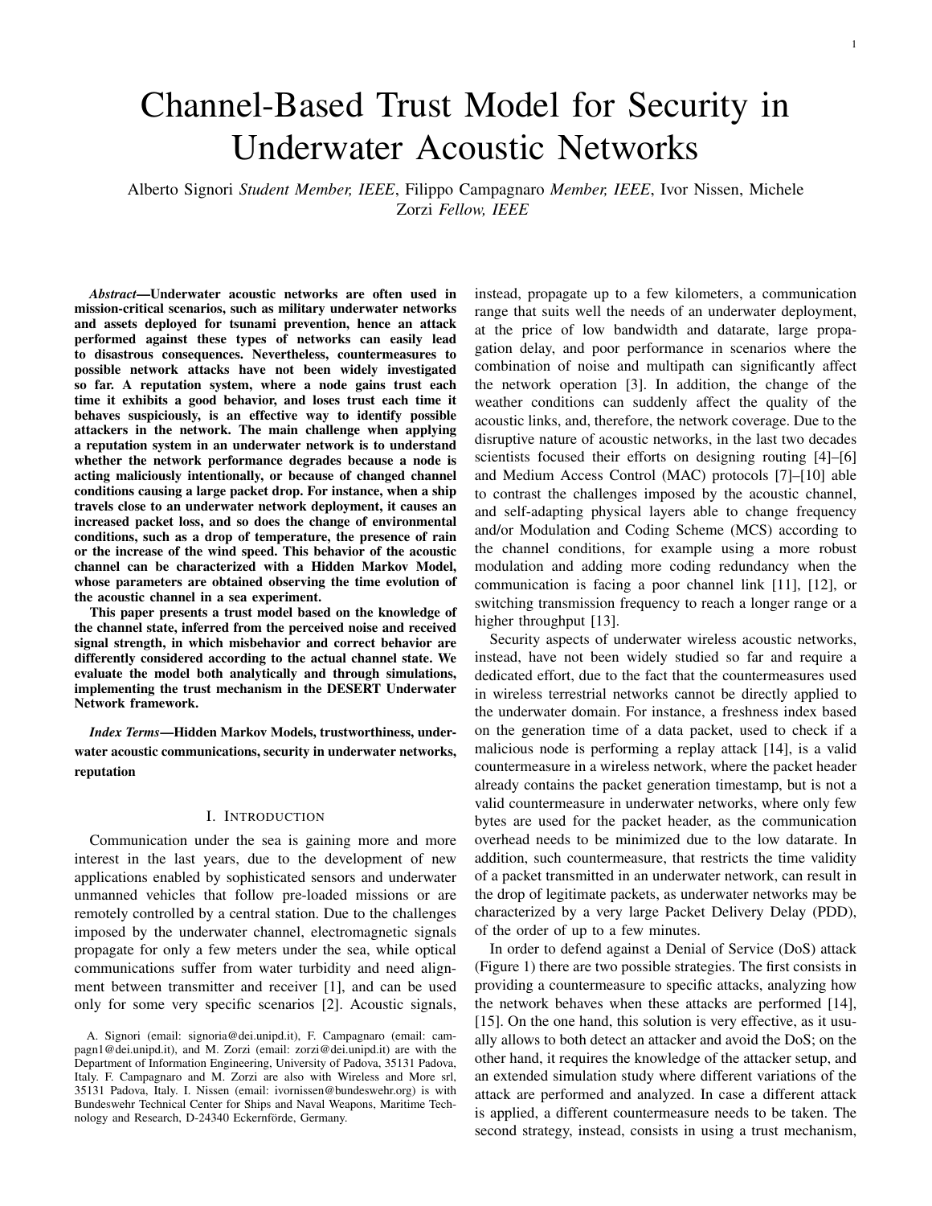# Channel-Based Trust Model for Security in Underwater Acoustic Networks

Alberto Signori *Student Member, IEEE*, Filippo Campagnaro *Member, IEEE*, Ivor Nissen, Michele Zorzi *Fellow, IEEE*

***Abstract*—Underwater acoustic networks are often used in mission-critical scenarios, such as military underwater networks and assets deployed for tsunami prevention, hence an attack performed against these types of networks can easily lead to disastrous consequences. Nevertheless, countermeasures to possible network attacks have not been widely investigated so far. A reputation system, where a node gains trust each time it exhibits a good behavior, and loses trust each time it behaves suspiciously, is an effective way to identify possible attackers in the network. The main challenge when applying a reputation system in an underwater network is to understand whether the network performance degrades because a node is acting maliciously intentionally, or because of changed channel conditions causing a large packet drop. For instance, when a ship travels close to an underwater network deployment, it causes an increased packet loss, and so does the change of environmental conditions, such as a drop of temperature, the presence of rain or the increase of the wind speed. This behavior of the acoustic channel can be characterized with a Hidden Markov Model, whose parameters are obtained observing the time evolution of the acoustic channel in a sea experiment.**

**This paper presents a trust model based on the knowledge of the channel state, inferred from the perceived noise and received signal strength, in which misbehavior and correct behavior are differently considered according to the actual channel state. We evaluate the model both analytically and through simulations, implementing the trust mechanism in the DESERT Underwater Network framework.**

***Index Terms*—Hidden Markov Models, trustworthiness, underwater acoustic communications, security in underwater networks, reputation**

## I. Introduction

Communication under the sea is gaining more and more interest in the last years, due to the development of new applications enabled by sophisticated sensors and underwater unmanned vehicles that follow pre-loaded missions or are remotely controlled by a central station. Due to the challenges imposed by the underwater channel, electromagnetic signals propagate for only a few meters under the sea, while optical communications suffer from water turbidity and need alignment between transmitter and receiver [1], and can be used only for some very specific scenarios [2]. Acoustic signals, instead, propagate up to a few kilometers, a communication range that suits well the needs of an underwater deployment, at the price of low bandwidth and datarate, large propagation delay, and poor performance in scenarios where the combination of noise and multipath can significantly affect the network operation [3]. In addition, the change of the weather conditions can suddenly affect the quality of the acoustic links, and, therefore, the network coverage. Due to the disruptive nature of acoustic networks, in the last two decades scientists focused their efforts on designing routing [4]–[6] and Medium Access Control (MAC) protocols [7]–[10] able to contrast the challenges imposed by the acoustic channel, and self-adapting physical layers able to change frequency and/or Modulation and Coding Scheme (MCS) according to the channel conditions, for example using a more robust modulation and adding more coding redundancy when the communication is facing a poor channel link [11], [12], or switching transmission frequency to reach a longer range or a higher throughput [13].

Security aspects of underwater wireless acoustic networks, instead, have not been widely studied so far and require a dedicated effort, due to the fact that the countermeasures used in wireless terrestrial networks cannot be directly applied to the underwater domain. For instance, a freshness index based on the generation time of a data packet, used to check if a malicious node is performing a replay attack [14], is a valid countermeasure in a wireless network, where the packet header already contains the packet generation timestamp, but is not a valid countermeasure in underwater networks, where only few bytes are used for the packet header, as the communication overhead needs to be minimized due to the low datarate. In addition, such countermeasure, that restricts the time validity of a packet transmitted in an underwater network, can result in the drop of legitimate packets, as underwater networks may be characterized by a very large Packet Delivery Delay (PDD), of the order of up to a few minutes.

In order to defend against a Denial of Service (DoS) attack (Figure 1) there are two possible strategies. The first consists in providing a countermeasure to specific attacks, analyzing how the network behaves when these attacks are performed [14], [15]. On the one hand, this solution is very effective, as it usually allows to both detect an attacker and avoid the DoS; on the other hand, it requires the knowledge of the attacker setup, and an extended simulation study where different variations of the attack are performed and analyzed. In case a different attack is applied, a different countermeasure needs to be taken. The second strategy, instead, consists in using a trust mechanism,

A. Signori (email: signoria@dei.unipd.it), F. Campagnaro (email: campagn1@dei.unipd.it), and M. Zorzi (email: zorzi@dei.unipd.it) are with the Department of Information Engineering, University of Padova, 35131 Padova, Italy. F. Campagnaro and M. Zorzi are also with Wireless and More srl, 35131 Padova, Italy. I. Nissen (email: ivornissen@bundeswehr.org) is with Bundeswehr Technical Center for Ships and Naval Weapons, Maritime Technology and Research, D-24340 Eckernförde, Germany.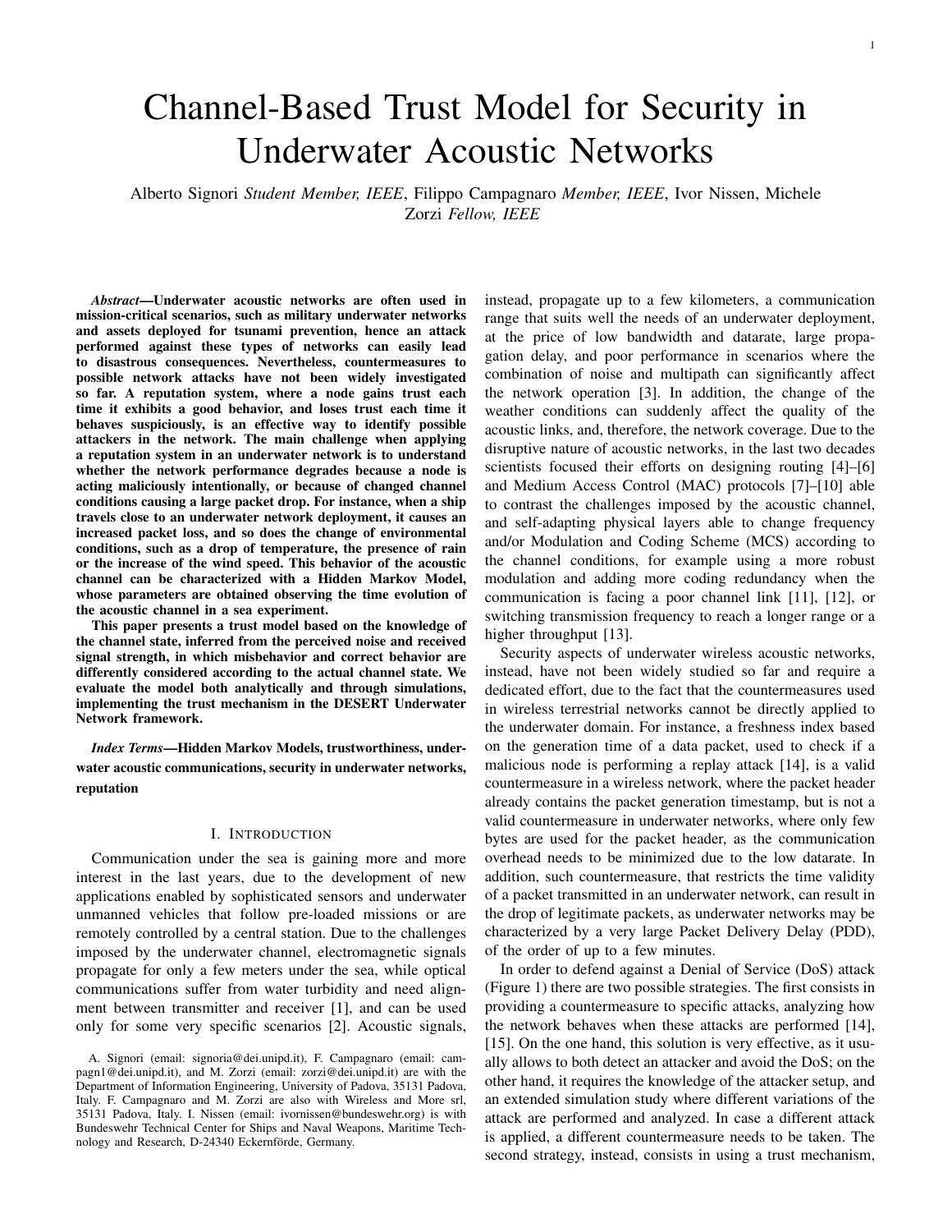# Channel-Based Trust Model for Security in Underwater Acoustic Networks

Alberto Signori *Student Member, IEEE*, Filippo Campagnaro *Member, IEEE*, Ivor Nissen, Michele Zorzi *Fellow, IEEE*

***Abstract*—Underwater acoustic networks are often used in mission-critical scenarios, such as military underwater networks and assets deployed for tsunami prevention, hence an attack performed against these types of networks can easily lead to disastrous consequences. Nevertheless, countermeasures to possible network attacks have not been widely investigated so far. A reputation system, where a node gains trust each time it exhibits a good behavior, and loses trust each time it behaves suspiciously, is an effective way to identify possible attackers in the network. The main challenge when applying a reputation system in an underwater network is to understand whether the network performance degrades because a node is acting maliciously intentionally, or because of changed channel conditions causing a large packet drop. For instance, when a ship travels close to an underwater network deployment, it causes an increased packet loss, and so does the change of environmental conditions, such as a drop of temperature, the presence of rain or the increase of the wind speed. This behavior of the acoustic channel can be characterized with a Hidden Markov Model, whose parameters are obtained observing the time evolution of the acoustic channel in a sea experiment.**

**This paper presents a trust model based on the knowledge of the channel state, inferred from the perceived noise and received signal strength, in which misbehavior and correct behavior are differently considered according to the actual channel state. We evaluate the model both analytically and through simulations, implementing the trust mechanism in the DESERT Underwater Network framework.**

***Index Terms*—Hidden Markov Models, trustworthiness, underwater acoustic communications, security in underwater networks, reputation**

## I. Introduction

Communication under the sea is gaining more and more interest in the last years, due to the development of new applications enabled by sophisticated sensors and underwater unmanned vehicles that follow pre-loaded missions or are remotely controlled by a central station. Due to the challenges imposed by the underwater channel, electromagnetic signals propagate for only a few meters under the sea, while optical communications suffer from water turbidity and need alignment between transmitter and receiver [1], and can be used only for some very specific scenarios [2]. Acoustic signals, instead, propagate up to a few kilometers, a communication range that suits well the needs of an underwater deployment, at the price of low bandwidth and datarate, large propagation delay, and poor performance in scenarios where the combination of noise and multipath can significantly affect the network operation [3]. In addition, the change of the weather conditions can suddenly affect the quality of the acoustic links, and, therefore, the network coverage. Due to the disruptive nature of acoustic networks, in the last two decades scientists focused their efforts on designing routing [4]–[6] and Medium Access Control (MAC) protocols [7]–[10] able to contrast the challenges imposed by the acoustic channel, and self-adapting physical layers able to change frequency and/or Modulation and Coding Scheme (MCS) according to the channel conditions, for example using a more robust modulation and adding more coding redundancy when the communication is facing a poor channel link [11], [12], or switching transmission frequency to reach a longer range or a higher throughput [13].

Security aspects of underwater wireless acoustic networks, instead, have not been widely studied so far and require a dedicated effort, due to the fact that the countermeasures used in wireless terrestrial networks cannot be directly applied to the underwater domain. For instance, a freshness index based on the generation time of a data packet, used to check if a malicious node is performing a replay attack [14], is a valid countermeasure in a wireless network, where the packet header already contains the packet generation timestamp, but is not a valid countermeasure in underwater networks, where only few bytes are used for the packet header, as the communication overhead needs to be minimized due to the low datarate. In addition, such countermeasure, that restricts the time validity of a packet transmitted in an underwater network, can result in the drop of legitimate packets, as underwater networks may be characterized by a very large Packet Delivery Delay (PDD), of the order of up to a few minutes.

In order to defend against a Denial of Service (DoS) attack (Figure 1) there are two possible strategies. The first consists in providing a countermeasure to specific attacks, analyzing how the network behaves when these attacks are performed [14], [15]. On the one hand, this solution is very effective, as it usually allows to both detect an attacker and avoid the DoS; on the other hand, it requires the knowledge of the attacker setup, and an extended simulation study where different variations of the attack are performed and analyzed. In case a different attack is applied, a different countermeasure needs to be taken. The second strategy, instead, consists in using a trust mechanism,

A. Signori (email: signoria@dei.unipd.it), F. Campagnaro (email: campagn1@dei.unipd.it), and M. Zorzi (email: zorzi@dei.unipd.it) are with the Department of Information Engineering, University of Padova, 35131 Padova, Italy. F. Campagnaro and M. Zorzi are also with Wireless and More srl, 35131 Padova, Italy. I. Nissen (email: ivornissen@bundeswehr.org) is with Bundeswehr Technical Center for Ships and Naval Weapons, Maritime Technology and Research, D-24340 Eckernförde, Germany.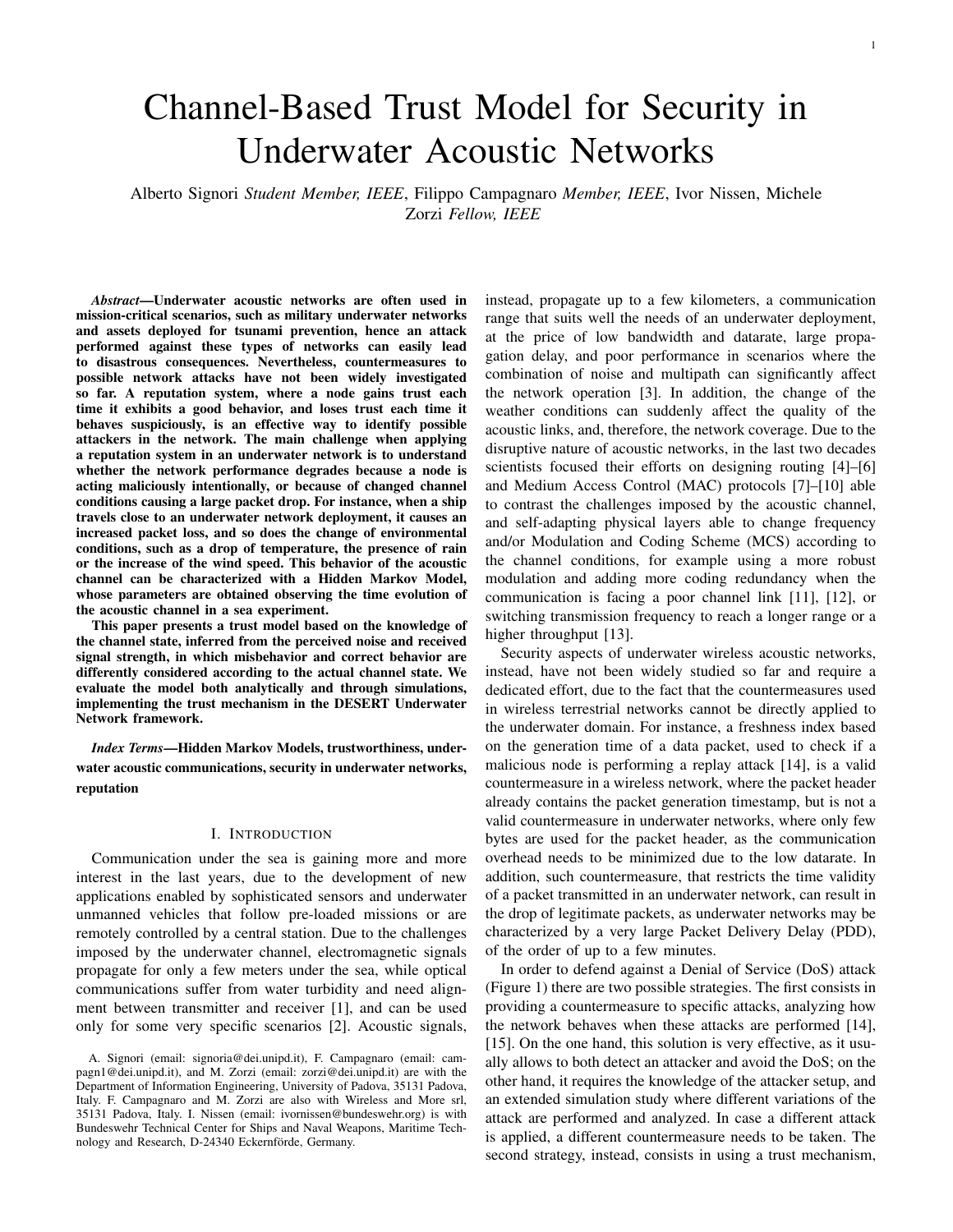# Channel-Based Trust Model for Security in Underwater Acoustic Networks

Alberto Signori *Student Member, IEEE*, Filippo Campagnaro *Member, IEEE*, Ivor Nissen, Michele Zorzi *Fellow, IEEE*

***Abstract*—Underwater acoustic networks are often used in mission-critical scenarios, such as military underwater networks and assets deployed for tsunami prevention, hence an attack performed against these types of networks can easily lead to disastrous consequences. Nevertheless, countermeasures to possible network attacks have not been widely investigated so far. A reputation system, where a node gains trust each time it exhibits a good behavior, and loses trust each time it behaves suspiciously, is an effective way to identify possible attackers in the network. The main challenge when applying a reputation system in an underwater network is to understand whether the network performance degrades because a node is acting maliciously intentionally, or because of changed channel conditions causing a large packet drop. For instance, when a ship travels close to an underwater network deployment, it causes an increased packet loss, and so does the change of environmental conditions, such as a drop of temperature, the presence of rain or the increase of the wind speed. This behavior of the acoustic channel can be characterized with a Hidden Markov Model, whose parameters are obtained observing the time evolution of the acoustic channel in a sea experiment.**

**This paper presents a trust model based on the knowledge of the channel state, inferred from the perceived noise and received signal strength, in which misbehavior and correct behavior are differently considered according to the actual channel state. We evaluate the model both analytically and through simulations, implementing the trust mechanism in the DESERT Underwater Network framework.**

***Index Terms*—Hidden Markov Models, trustworthiness, underwater acoustic communications, security in underwater networks, reputation**

## I. Introduction

Communication under the sea is gaining more and more interest in the last years, due to the development of new applications enabled by sophisticated sensors and underwater unmanned vehicles that follow pre-loaded missions or are remotely controlled by a central station. Due to the challenges imposed by the underwater channel, electromagnetic signals propagate for only a few meters under the sea, while optical communications suffer from water turbidity and need alignment between transmitter and receiver [1], and can be used only for some very specific scenarios [2]. Acoustic signals, instead, propagate up to a few kilometers, a communication range that suits well the needs of an underwater deployment, at the price of low bandwidth and datarate, large propagation delay, and poor performance in scenarios where the combination of noise and multipath can significantly affect the network operation [3]. In addition, the change of the weather conditions can suddenly affect the quality of the acoustic links, and, therefore, the network coverage. Due to the disruptive nature of acoustic networks, in the last two decades scientists focused their efforts on designing routing [4]–[6] and Medium Access Control (MAC) protocols [7]–[10] able to contrast the challenges imposed by the acoustic channel, and self-adapting physical layers able to change frequency and/or Modulation and Coding Scheme (MCS) according to the channel conditions, for example using a more robust modulation and adding more coding redundancy when the communication is facing a poor channel link [11], [12], or switching transmission frequency to reach a longer range or a higher throughput [13].

Security aspects of underwater wireless acoustic networks, instead, have not been widely studied so far and require a dedicated effort, due to the fact that the countermeasures used in wireless terrestrial networks cannot be directly applied to the underwater domain. For instance, a freshness index based on the generation time of a data packet, used to check if a malicious node is performing a replay attack [14], is a valid countermeasure in a wireless network, where the packet header already contains the packet generation timestamp, but is not a valid countermeasure in underwater networks, where only few bytes are used for the packet header, as the communication overhead needs to be minimized due to the low datarate. In addition, such countermeasure, that restricts the time validity of a packet transmitted in an underwater network, can result in the drop of legitimate packets, as underwater networks may be characterized by a very large Packet Delivery Delay (PDD), of the order of up to a few minutes.

In order to defend against a Denial of Service (DoS) attack (Figure 1) there are two possible strategies. The first consists in providing a countermeasure to specific attacks, analyzing how the network behaves when these attacks are performed [14], [15]. On the one hand, this solution is very effective, as it usually allows to both detect an attacker and avoid the DoS; on the other hand, it requires the knowledge of the attacker setup, and an extended simulation study where different variations of the attack are performed and analyzed. In case a different attack is applied, a different countermeasure needs to be taken. The second strategy, instead, consists in using a trust mechanism,

A. Signori (email: signoria@dei.unipd.it), F. Campagnaro (email: campagn1@dei.unipd.it), and M. Zorzi (email: zorzi@dei.unipd.it) are with the Department of Information Engineering, University of Padova, 35131 Padova, Italy. F. Campagnaro and M. Zorzi are also with Wireless and More srl, 35131 Padova, Italy. I. Nissen (email: ivornissen@bundeswehr.org) is with Bundeswehr Technical Center for Ships and Naval Weapons, Maritime Technology and Research, D-24340 Eckernförde, Germany.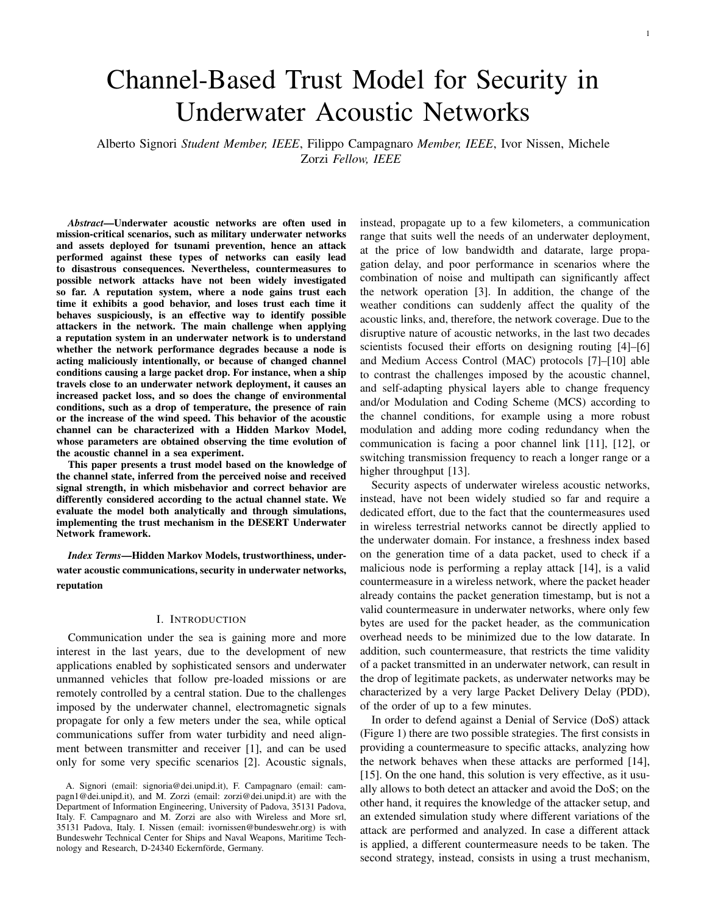# Channel-Based Trust Model for Security in Underwater Acoustic Networks

Alberto Signori *Student Member, IEEE*, Filippo Campagnaro *Member, IEEE*, Ivor Nissen, Michele Zorzi *Fellow, IEEE*

***Abstract*—Underwater acoustic networks are often used in mission-critical scenarios, such as military underwater networks and assets deployed for tsunami prevention, hence an attack performed against these types of networks can easily lead to disastrous consequences. Nevertheless, countermeasures to possible network attacks have not been widely investigated so far. A reputation system, where a node gains trust each time it exhibits a good behavior, and loses trust each time it behaves suspiciously, is an effective way to identify possible attackers in the network. The main challenge when applying a reputation system in an underwater network is to understand whether the network performance degrades because a node is acting maliciously intentionally, or because of changed channel conditions causing a large packet drop. For instance, when a ship travels close to an underwater network deployment, it causes an increased packet loss, and so does the change of environmental conditions, such as a drop of temperature, the presence of rain or the increase of the wind speed. This behavior of the acoustic channel can be characterized with a Hidden Markov Model, whose parameters are obtained observing the time evolution of the acoustic channel in a sea experiment.**

**This paper presents a trust model based on the knowledge of the channel state, inferred from the perceived noise and received signal strength, in which misbehavior and correct behavior are differently considered according to the actual channel state. We evaluate the model both analytically and through simulations, implementing the trust mechanism in the DESERT Underwater Network framework.**

***Index Terms*—Hidden Markov Models, trustworthiness, underwater acoustic communications, security in underwater networks, reputation**

## I. Introduction

Communication under the sea is gaining more and more interest in the last years, due to the development of new applications enabled by sophisticated sensors and underwater unmanned vehicles that follow pre-loaded missions or are remotely controlled by a central station. Due to the challenges imposed by the underwater channel, electromagnetic signals propagate for only a few meters under the sea, while optical communications suffer from water turbidity and need alignment between transmitter and receiver [1], and can be used only for some very specific scenarios [2]. Acoustic signals, instead, propagate up to a few kilometers, a communication range that suits well the needs of an underwater deployment, at the price of low bandwidth and datarate, large propagation delay, and poor performance in scenarios where the combination of noise and multipath can significantly affect the network operation [3]. In addition, the change of the weather conditions can suddenly affect the quality of the acoustic links, and, therefore, the network coverage. Due to the disruptive nature of acoustic networks, in the last two decades scientists focused their efforts on designing routing [4]–[6] and Medium Access Control (MAC) protocols [7]–[10] able to contrast the challenges imposed by the acoustic channel, and self-adapting physical layers able to change frequency and/or Modulation and Coding Scheme (MCS) according to the channel conditions, for example using a more robust modulation and adding more coding redundancy when the communication is facing a poor channel link [11], [12], or switching transmission frequency to reach a longer range or a higher throughput [13].

Security aspects of underwater wireless acoustic networks, instead, have not been widely studied so far and require a dedicated effort, due to the fact that the countermeasures used in wireless terrestrial networks cannot be directly applied to the underwater domain. For instance, a freshness index based on the generation time of a data packet, used to check if a malicious node is performing a replay attack [14], is a valid countermeasure in a wireless network, where the packet header already contains the packet generation timestamp, but is not a valid countermeasure in underwater networks, where only few bytes are used for the packet header, as the communication overhead needs to be minimized due to the low datarate. In addition, such countermeasure, that restricts the time validity of a packet transmitted in an underwater network, can result in the drop of legitimate packets, as underwater networks may be characterized by a very large Packet Delivery Delay (PDD), of the order of up to a few minutes.

In order to defend against a Denial of Service (DoS) attack (Figure 1) there are two possible strategies. The first consists in providing a countermeasure to specific attacks, analyzing how the network behaves when these attacks are performed [14], [15]. On the one hand, this solution is very effective, as it usually allows to both detect an attacker and avoid the DoS; on the other hand, it requires the knowledge of the attacker setup, and an extended simulation study where different variations of the attack are performed and analyzed. In case a different attack is applied, a different countermeasure needs to be taken. The second strategy, instead, consists in using a trust mechanism,

A. Signori (email: signoria@dei.unipd.it), F. Campagnaro (email: campagn1@dei.unipd.it), and M. Zorzi (email: zorzi@dei.unipd.it) are with the Department of Information Engineering, University of Padova, 35131 Padova, Italy. F. Campagnaro and M. Zorzi are also with Wireless and More srl, 35131 Padova, Italy. I. Nissen (email: ivornissen@bundeswehr.org) is with Bundeswehr Technical Center for Ships and Naval Weapons, Maritime Technology and Research, D-24340 Eckernförde, Germany.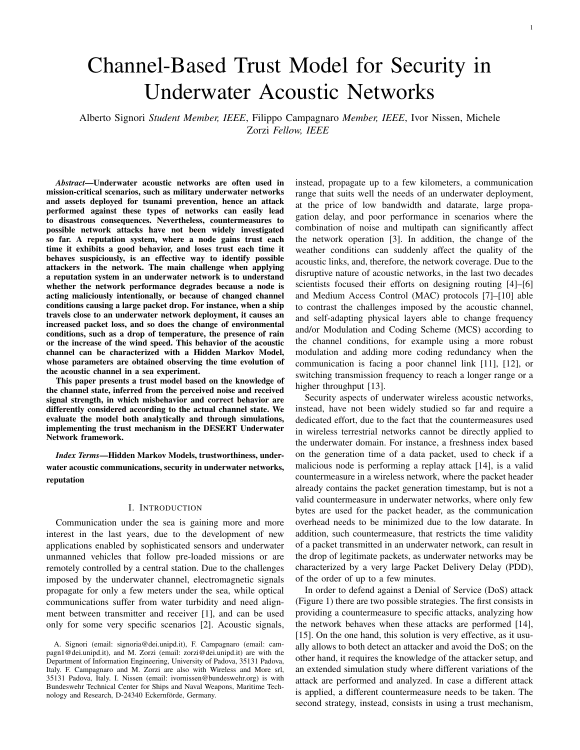# Channel-Based Trust Model for Security in Underwater Acoustic Networks

Alberto Signori *Student Member, IEEE*, Filippo Campagnaro *Member, IEEE*, Ivor Nissen, Michele Zorzi *Fellow, IEEE*

***Abstract*—Underwater acoustic networks are often used in mission-critical scenarios, such as military underwater networks and assets deployed for tsunami prevention, hence an attack performed against these types of networks can easily lead to disastrous consequences. Nevertheless, countermeasures to possible network attacks have not been widely investigated so far. A reputation system, where a node gains trust each time it exhibits a good behavior, and loses trust each time it behaves suspiciously, is an effective way to identify possible attackers in the network. The main challenge when applying a reputation system in an underwater network is to understand whether the network performance degrades because a node is acting maliciously intentionally, or because of changed channel conditions causing a large packet drop. For instance, when a ship travels close to an underwater network deployment, it causes an increased packet loss, and so does the change of environmental conditions, such as a drop of temperature, the presence of rain or the increase of the wind speed. This behavior of the acoustic channel can be characterized with a Hidden Markov Model, whose parameters are obtained observing the time evolution of the acoustic channel in a sea experiment.**

**This paper presents a trust model based on the knowledge of the channel state, inferred from the perceived noise and received signal strength, in which misbehavior and correct behavior are differently considered according to the actual channel state. We evaluate the model both analytically and through simulations, implementing the trust mechanism in the DESERT Underwater Network framework.**

***Index Terms*—Hidden Markov Models, trustworthiness, underwater acoustic communications, security in underwater networks, reputation**

## I. Introduction

Communication under the sea is gaining more and more interest in the last years, due to the development of new applications enabled by sophisticated sensors and underwater unmanned vehicles that follow pre-loaded missions or are remotely controlled by a central station. Due to the challenges imposed by the underwater channel, electromagnetic signals propagate for only a few meters under the sea, while optical communications suffer from water turbidity and need alignment between transmitter and receiver [1], and can be used only for some very specific scenarios [2]. Acoustic signals, instead, propagate up to a few kilometers, a communication range that suits well the needs of an underwater deployment, at the price of low bandwidth and datarate, large propagation delay, and poor performance in scenarios where the combination of noise and multipath can significantly affect the network operation [3]. In addition, the change of the weather conditions can suddenly affect the quality of the acoustic links, and, therefore, the network coverage. Due to the disruptive nature of acoustic networks, in the last two decades scientists focused their efforts on designing routing [4]–[6] and Medium Access Control (MAC) protocols [7]–[10] able to contrast the challenges imposed by the acoustic channel, and self-adapting physical layers able to change frequency and/or Modulation and Coding Scheme (MCS) according to the channel conditions, for example using a more robust modulation and adding more coding redundancy when the communication is facing a poor channel link [11], [12], or switching transmission frequency to reach a longer range or a higher throughput [13].

Security aspects of underwater wireless acoustic networks, instead, have not been widely studied so far and require a dedicated effort, due to the fact that the countermeasures used in wireless terrestrial networks cannot be directly applied to the underwater domain. For instance, a freshness index based on the generation time of a data packet, used to check if a malicious node is performing a replay attack [14], is a valid countermeasure in a wireless network, where the packet header already contains the packet generation timestamp, but is not a valid countermeasure in underwater networks, where only few bytes are used for the packet header, as the communication overhead needs to be minimized due to the low datarate. In addition, such countermeasure, that restricts the time validity of a packet transmitted in an underwater network, can result in the drop of legitimate packets, as underwater networks may be characterized by a very large Packet Delivery Delay (PDD), of the order of up to a few minutes.

In order to defend against a Denial of Service (DoS) attack (Figure 1) there are two possible strategies. The first consists in providing a countermeasure to specific attacks, analyzing how the network behaves when these attacks are performed [14], [15]. On the one hand, this solution is very effective, as it usually allows to both detect an attacker and avoid the DoS; on the other hand, it requires the knowledge of the attacker setup, and an extended simulation study where different variations of the attack are performed and analyzed. In case a different attack is applied, a different countermeasure needs to be taken. The second strategy, instead, consists in using a trust mechanism,

A. Signori (email: signoria@dei.unipd.it), F. Campagnaro (email: campagn1@dei.unipd.it), and M. Zorzi (email: zorzi@dei.unipd.it) are with the Department of Information Engineering, University of Padova, 35131 Padova, Italy. F. Campagnaro and M. Zorzi are also with Wireless and More srl, 35131 Padova, Italy. I. Nissen (email: ivornissen@bundeswehr.org) is with Bundeswehr Technical Center for Ships and Naval Weapons, Maritime Technology and Research, D-24340 Eckernförde, Germany.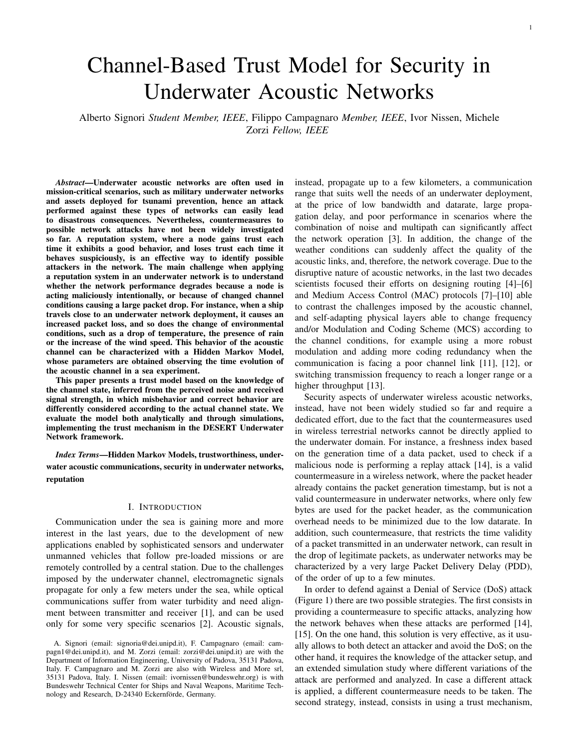# Channel-Based Trust Model for Security in Underwater Acoustic Networks

Alberto Signori *Student Member, IEEE*, Filippo Campagnaro *Member, IEEE*, Ivor Nissen, Michele Zorzi *Fellow, IEEE*

***Abstract*—Underwater acoustic networks are often used in mission-critical scenarios, such as military underwater networks and assets deployed for tsunami prevention, hence an attack performed against these types of networks can easily lead to disastrous consequences. Nevertheless, countermeasures to possible network attacks have not been widely investigated so far. A reputation system, where a node gains trust each time it exhibits a good behavior, and loses trust each time it behaves suspiciously, is an effective way to identify possible attackers in the network. The main challenge when applying a reputation system in an underwater network is to understand whether the network performance degrades because a node is acting maliciously intentionally, or because of changed channel conditions causing a large packet drop. For instance, when a ship travels close to an underwater network deployment, it causes an increased packet loss, and so does the change of environmental conditions, such as a drop of temperature, the presence of rain or the increase of the wind speed. This behavior of the acoustic channel can be characterized with a Hidden Markov Model, whose parameters are obtained observing the time evolution of the acoustic channel in a sea experiment.**

**This paper presents a trust model based on the knowledge of the channel state, inferred from the perceived noise and received signal strength, in which misbehavior and correct behavior are differently considered according to the actual channel state. We evaluate the model both analytically and through simulations, implementing the trust mechanism in the DESERT Underwater Network framework.**

***Index Terms*—Hidden Markov Models, trustworthiness, underwater acoustic communications, security in underwater networks, reputation**

## I. Introduction

Communication under the sea is gaining more and more interest in the last years, due to the development of new applications enabled by sophisticated sensors and underwater unmanned vehicles that follow pre-loaded missions or are remotely controlled by a central station. Due to the challenges imposed by the underwater channel, electromagnetic signals propagate for only a few meters under the sea, while optical communications suffer from water turbidity and need alignment between transmitter and receiver [1], and can be used only for some very specific scenarios [2]. Acoustic signals, instead, propagate up to a few kilometers, a communication range that suits well the needs of an underwater deployment, at the price of low bandwidth and datarate, large propagation delay, and poor performance in scenarios where the combination of noise and multipath can significantly affect the network operation [3]. In addition, the change of the weather conditions can suddenly affect the quality of the acoustic links, and, therefore, the network coverage. Due to the disruptive nature of acoustic networks, in the last two decades scientists focused their efforts on designing routing [4]–[6] and Medium Access Control (MAC) protocols [7]–[10] able to contrast the challenges imposed by the acoustic channel, and self-adapting physical layers able to change frequency and/or Modulation and Coding Scheme (MCS) according to the channel conditions, for example using a more robust modulation and adding more coding redundancy when the communication is facing a poor channel link [11], [12], or switching transmission frequency to reach a longer range or a higher throughput [13].

Security aspects of underwater wireless acoustic networks, instead, have not been widely studied so far and require a dedicated effort, due to the fact that the countermeasures used in wireless terrestrial networks cannot be directly applied to the underwater domain. For instance, a freshness index based on the generation time of a data packet, used to check if a malicious node is performing a replay attack [14], is a valid countermeasure in a wireless network, where the packet header already contains the packet generation timestamp, but is not a valid countermeasure in underwater networks, where only few bytes are used for the packet header, as the communication overhead needs to be minimized due to the low datarate. In addition, such countermeasure, that restricts the time validity of a packet transmitted in an underwater network, can result in the drop of legitimate packets, as underwater networks may be characterized by a very large Packet Delivery Delay (PDD), of the order of up to a few minutes.

In order to defend against a Denial of Service (DoS) attack (Figure 1) there are two possible strategies. The first consists in providing a countermeasure to specific attacks, analyzing how the network behaves when these attacks are performed [14], [15]. On the one hand, this solution is very effective, as it usually allows to both detect an attacker and avoid the DoS; on the other hand, it requires the knowledge of the attacker setup, and an extended simulation study where different variations of the attack are performed and analyzed. In case a different attack is applied, a different countermeasure needs to be taken. The second strategy, instead, consists in using a trust mechanism,

A. Signori (email: signoria@dei.unipd.it), F. Campagnaro (email: campagn1@dei.unipd.it), and M. Zorzi (email: zorzi@dei.unipd.it) are with the Department of Information Engineering, University of Padova, 35131 Padova, Italy. F. Campagnaro and M. Zorzi are also with Wireless and More srl, 35131 Padova, Italy. I. Nissen (email: ivornissen@bundeswehr.org) is with Bundeswehr Technical Center for Ships and Naval Weapons, Maritime Technology and Research, D-24340 Eckernförde, Germany.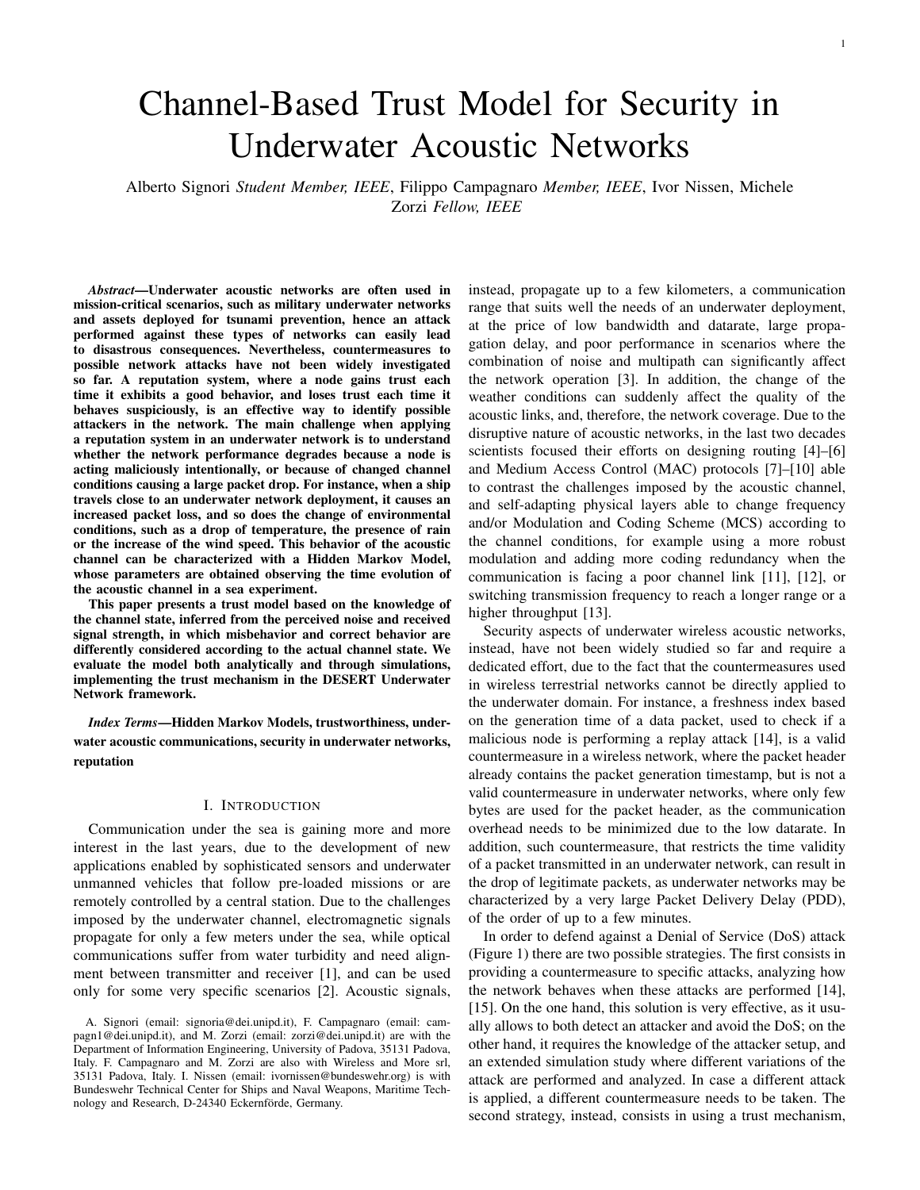# Channel-Based Trust Model for Security in Underwater Acoustic Networks

Alberto Signori *Student Member, IEEE*, Filippo Campagnaro *Member, IEEE*, Ivor Nissen, Michele Zorzi *Fellow, IEEE*

***Abstract*—Underwater acoustic networks are often used in mission-critical scenarios, such as military underwater networks and assets deployed for tsunami prevention, hence an attack performed against these types of networks can easily lead to disastrous consequences. Nevertheless, countermeasures to possible network attacks have not been widely investigated so far. A reputation system, where a node gains trust each time it exhibits a good behavior, and loses trust each time it behaves suspiciously, is an effective way to identify possible attackers in the network. The main challenge when applying a reputation system in an underwater network is to understand whether the network performance degrades because a node is acting maliciously intentionally, or because of changed channel conditions causing a large packet drop. For instance, when a ship travels close to an underwater network deployment, it causes an increased packet loss, and so does the change of environmental conditions, such as a drop of temperature, the presence of rain or the increase of the wind speed. This behavior of the acoustic channel can be characterized with a Hidden Markov Model, whose parameters are obtained observing the time evolution of the acoustic channel in a sea experiment.**

**This paper presents a trust model based on the knowledge of the channel state, inferred from the perceived noise and received signal strength, in which misbehavior and correct behavior are differently considered according to the actual channel state. We evaluate the model both analytically and through simulations, implementing the trust mechanism in the DESERT Underwater Network framework.**

***Index Terms*—Hidden Markov Models, trustworthiness, underwater acoustic communications, security in underwater networks, reputation**

## I. Introduction

Communication under the sea is gaining more and more interest in the last years, due to the development of new applications enabled by sophisticated sensors and underwater unmanned vehicles that follow pre-loaded missions or are remotely controlled by a central station. Due to the challenges imposed by the underwater channel, electromagnetic signals propagate for only a few meters under the sea, while optical communications suffer from water turbidity and need alignment between transmitter and receiver [1], and can be used only for some very specific scenarios [2]. Acoustic signals, instead, propagate up to a few kilometers, a communication range that suits well the needs of an underwater deployment, at the price of low bandwidth and datarate, large propagation delay, and poor performance in scenarios where the combination of noise and multipath can significantly affect the network operation [3]. In addition, the change of the weather conditions can suddenly affect the quality of the acoustic links, and, therefore, the network coverage. Due to the disruptive nature of acoustic networks, in the last two decades scientists focused their efforts on designing routing [4]–[6] and Medium Access Control (MAC) protocols [7]–[10] able to contrast the challenges imposed by the acoustic channel, and self-adapting physical layers able to change frequency and/or Modulation and Coding Scheme (MCS) according to the channel conditions, for example using a more robust modulation and adding more coding redundancy when the communication is facing a poor channel link [11], [12], or switching transmission frequency to reach a longer range or a higher throughput [13].

Security aspects of underwater wireless acoustic networks, instead, have not been widely studied so far and require a dedicated effort, due to the fact that the countermeasures used in wireless terrestrial networks cannot be directly applied to the underwater domain. For instance, a freshness index based on the generation time of a data packet, used to check if a malicious node is performing a replay attack [14], is a valid countermeasure in a wireless network, where the packet header already contains the packet generation timestamp, but is not a valid countermeasure in underwater networks, where only few bytes are used for the packet header, as the communication overhead needs to be minimized due to the low datarate. In addition, such countermeasure, that restricts the time validity of a packet transmitted in an underwater network, can result in the drop of legitimate packets, as underwater networks may be characterized by a very large Packet Delivery Delay (PDD), of the order of up to a few minutes.

In order to defend against a Denial of Service (DoS) attack (Figure 1) there are two possible strategies. The first consists in providing a countermeasure to specific attacks, analyzing how the network behaves when these attacks are performed [14], [15]. On the one hand, this solution is very effective, as it usually allows to both detect an attacker and avoid the DoS; on the other hand, it requires the knowledge of the attacker setup, and an extended simulation study where different variations of the attack are performed and analyzed. In case a different attack is applied, a different countermeasure needs to be taken. The second strategy, instead, consists in using a trust mechanism,

A. Signori (email: signoria@dei.unipd.it), F. Campagnaro (email: campagn1@dei.unipd.it), and M. Zorzi (email: zorzi@dei.unipd.it) are with the Department of Information Engineering, University of Padova, 35131 Padova, Italy. F. Campagnaro and M. Zorzi are also with Wireless and More srl, 35131 Padova, Italy. I. Nissen (email: ivornissen@bundeswehr.org) is with Bundeswehr Technical Center for Ships and Naval Weapons, Maritime Technology and Research, D-24340 Eckernförde, Germany.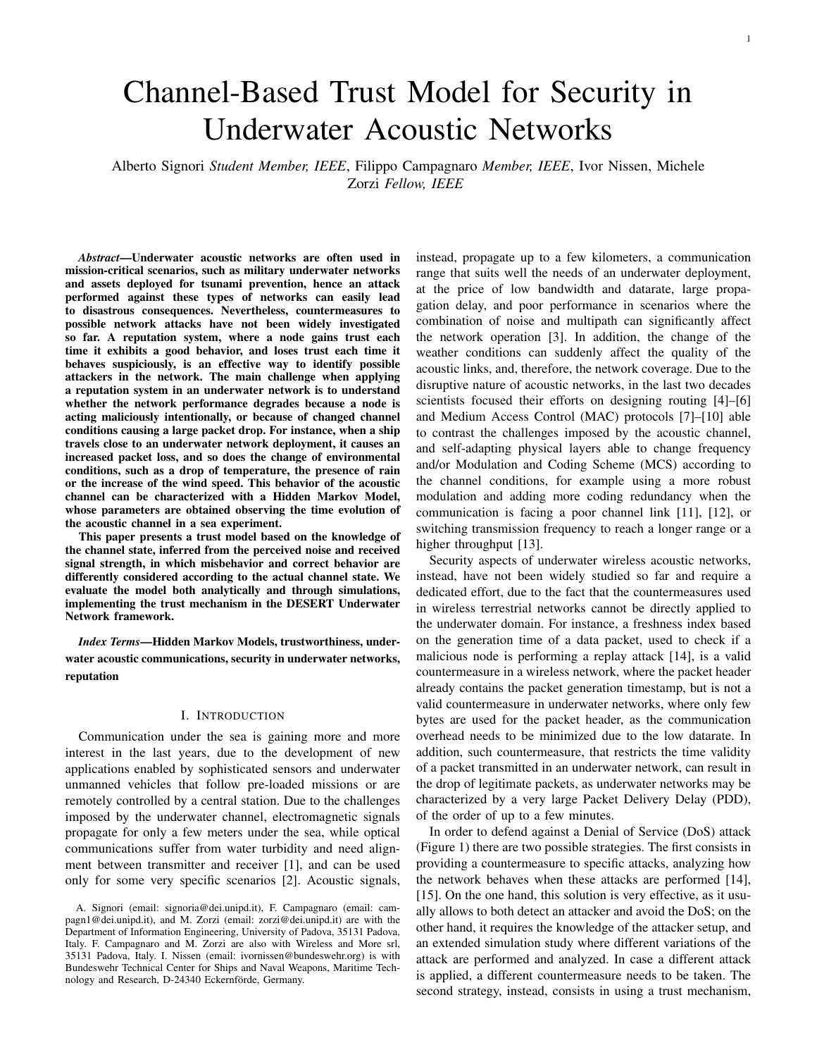# Channel-Based Trust Model for Security in Underwater Acoustic Networks

Alberto Signori *Student Member, IEEE*, Filippo Campagnaro *Member, IEEE*, Ivor Nissen, Michele Zorzi *Fellow, IEEE*

***Abstract*—Underwater acoustic networks are often used in mission-critical scenarios, such as military underwater networks and assets deployed for tsunami prevention, hence an attack performed against these types of networks can easily lead to disastrous consequences. Nevertheless, countermeasures to possible network attacks have not been widely investigated so far. A reputation system, where a node gains trust each time it exhibits a good behavior, and loses trust each time it behaves suspiciously, is an effective way to identify possible attackers in the network. The main challenge when applying a reputation system in an underwater network is to understand whether the network performance degrades because a node is acting maliciously intentionally, or because of changed channel conditions causing a large packet drop. For instance, when a ship travels close to an underwater network deployment, it causes an increased packet loss, and so does the change of environmental conditions, such as a drop of temperature, the presence of rain or the increase of the wind speed. This behavior of the acoustic channel can be characterized with a Hidden Markov Model, whose parameters are obtained observing the time evolution of the acoustic channel in a sea experiment.**

**This paper presents a trust model based on the knowledge of the channel state, inferred from the perceived noise and received signal strength, in which misbehavior and correct behavior are differently considered according to the actual channel state. We evaluate the model both analytically and through simulations, implementing the trust mechanism in the DESERT Underwater Network framework.**

***Index Terms*—Hidden Markov Models, trustworthiness, underwater acoustic communications, security in underwater networks, reputation**

## I. Introduction

Communication under the sea is gaining more and more interest in the last years, due to the development of new applications enabled by sophisticated sensors and underwater unmanned vehicles that follow pre-loaded missions or are remotely controlled by a central station. Due to the challenges imposed by the underwater channel, electromagnetic signals propagate for only a few meters under the sea, while optical communications suffer from water turbidity and need alignment between transmitter and receiver [1], and can be used only for some very specific scenarios [2]. Acoustic signals, instead, propagate up to a few kilometers, a communication range that suits well the needs of an underwater deployment, at the price of low bandwidth and datarate, large propagation delay, and poor performance in scenarios where the combination of noise and multipath can significantly affect the network operation [3]. In addition, the change of the weather conditions can suddenly affect the quality of the acoustic links, and, therefore, the network coverage. Due to the disruptive nature of acoustic networks, in the last two decades scientists focused their efforts on designing routing [4]–[6] and Medium Access Control (MAC) protocols [7]–[10] able to contrast the challenges imposed by the acoustic channel, and self-adapting physical layers able to change frequency and/or Modulation and Coding Scheme (MCS) according to the channel conditions, for example using a more robust modulation and adding more coding redundancy when the communication is facing a poor channel link [11], [12], or switching transmission frequency to reach a longer range or a higher throughput [13].

Security aspects of underwater wireless acoustic networks, instead, have not been widely studied so far and require a dedicated effort, due to the fact that the countermeasures used in wireless terrestrial networks cannot be directly applied to the underwater domain. For instance, a freshness index based on the generation time of a data packet, used to check if a malicious node is performing a replay attack [14], is a valid countermeasure in a wireless network, where the packet header already contains the packet generation timestamp, but is not a valid countermeasure in underwater networks, where only few bytes are used for the packet header, as the communication overhead needs to be minimized due to the low datarate. In addition, such countermeasure, that restricts the time validity of a packet transmitted in an underwater network, can result in the drop of legitimate packets, as underwater networks may be characterized by a very large Packet Delivery Delay (PDD), of the order of up to a few minutes.

In order to defend against a Denial of Service (DoS) attack (Figure 1) there are two possible strategies. The first consists in providing a countermeasure to specific attacks, analyzing how the network behaves when these attacks are performed [14], [15]. On the one hand, this solution is very effective, as it usually allows to both detect an attacker and avoid the DoS; on the other hand, it requires the knowledge of the attacker setup, and an extended simulation study where different variations of the attack are performed and analyzed. In case a different attack is applied, a different countermeasure needs to be taken. The second strategy, instead, consists in using a trust mechanism,

A. Signori (email: signoria@dei.unipd.it), F. Campagnaro (email: campagn1@dei.unipd.it), and M. Zorzi (email: zorzi@dei.unipd.it) are with the Department of Information Engineering, University of Padova, 35131 Padova, Italy. F. Campagnaro and M. Zorzi are also with Wireless and More srl, 35131 Padova, Italy. I. Nissen (email: ivornissen@bundeswehr.org) is with Bundeswehr Technical Center for Ships and Naval Weapons, Maritime Technology and Research, D-24340 Eckernförde, Germany.